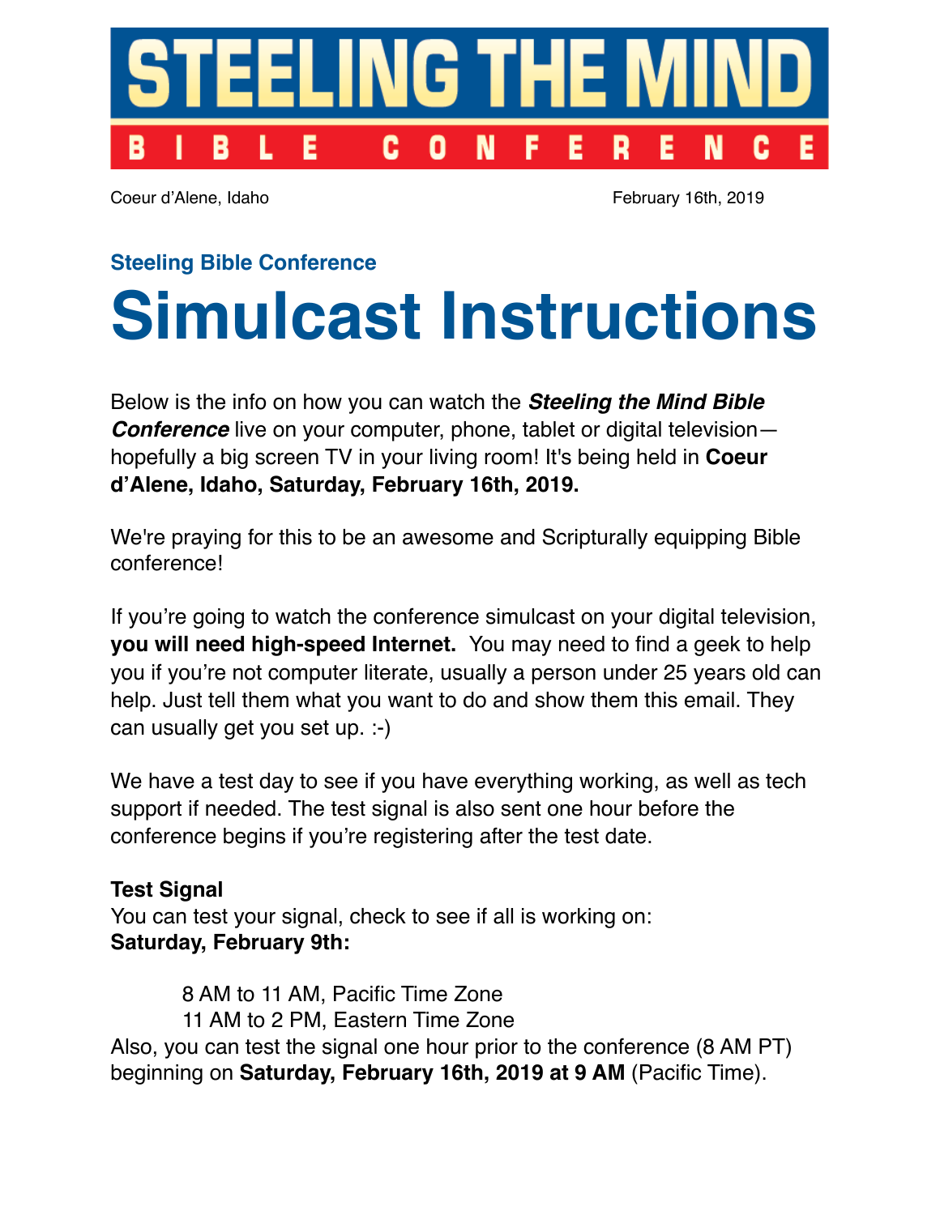# STEELING THE MIND

**BIBLE CONFERENCE**

Coeur d'Alene, Idaho February 16th, 2019

### Steeling Bible Conference

# Simulcast Instructions

Below is the info on how you can watch the ***Steeling the Mind Bible Conference*** live on your computer, phone, tablet or digital television—hopefully a big screen TV in your living room! It's being held in **Coeur d'Alene, Idaho, Saturday, February 16th, 2019.**

We're praying for this to be an awesome and Scripturally equipping Bible conference!

If you're going to watch the conference simulcast on your digital television, **you will need high-speed Internet.** You may need to find a geek to help you if you're not computer literate, usually a person under 25 years old can help. Just tell them what you want to do and show them this email. They can usually get you set up. :-)

We have a test day to see if you have everything working, as well as tech support if needed. The test signal is also sent one hour before the conference begins if you're registering after the test date.

**Test Signal**
You can test your signal, check to see if all is working on:
**Saturday, February 9th:**

8 AM to 11 AM, Pacific Time Zone
11 AM to 2 PM, Eastern Time Zone

Also, you can test the signal one hour prior to the conference (8 AM PT) beginning on **Saturday, February 16th, 2019 at 9 AM** (Pacific Time).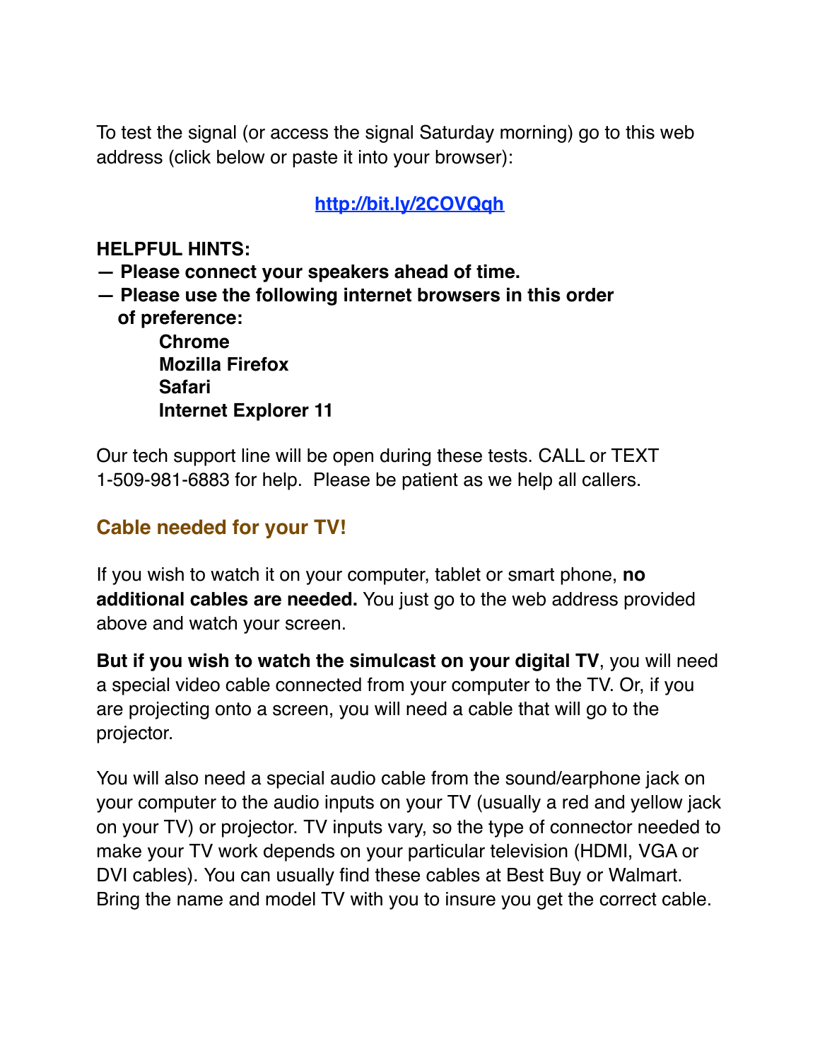To test the signal (or access the signal Saturday morning) go to this web address (click below or paste it into your browser):

[http://bit.ly/2COVQqh](http://bit.ly/2COVQqh)

**HELPFUL HINTS:**

**— Please connect your speakers ahead of time.**

**— Please use the following internet browsers in this order of preference:**

- **Chrome**
- **Mozilla Firefox**
- **Safari**
- **Internet Explorer 11**

Our tech support line will be open during these tests. CALL or TEXT 1-509-981-6883 for help. Please be patient as we help all callers.

## Cable needed for your TV!

If you wish to watch it on your computer, tablet or smart phone, **no additional cables are needed.** You just go to the web address provided above and watch your screen.

**But if you wish to watch the simulcast on your digital TV**, you will need a special video cable connected from your computer to the TV. Or, if you are projecting onto a screen, you will need a cable that will go to the projector.

You will also need a special audio cable from the sound/earphone jack on your computer to the audio inputs on your TV (usually a red and yellow jack on your TV) or projector. TV inputs vary, so the type of connector needed to make your TV work depends on your particular television (HDMI, VGA or DVI cables). You can usually find these cables at Best Buy or Walmart. Bring the name and model TV with you to insure you get the correct cable.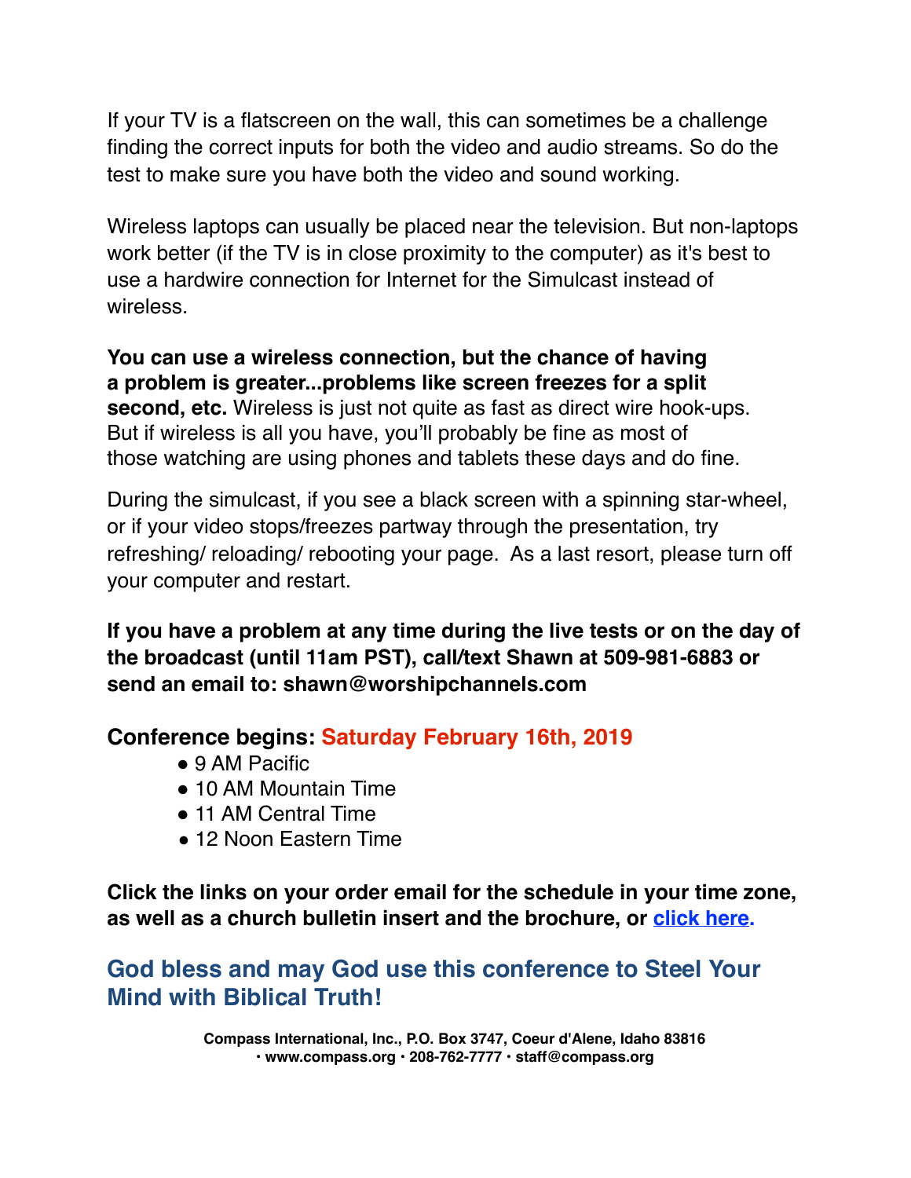If your TV is a flatscreen on the wall, this can sometimes be a challenge finding the correct inputs for both the video and audio streams. So do the test to make sure you have both the video and sound working.

Wireless laptops can usually be placed near the television. But non-laptops work better (if the TV is in close proximity to the computer) as it's best to use a hardwire connection for Internet for the Simulcast instead of wireless.

**You can use a wireless connection, but the chance of having a problem is greater...problems like screen freezes for a split second, etc.** Wireless is just not quite as fast as direct wire hook-ups. But if wireless is all you have, you'll probably be fine as most of those watching are using phones and tablets these days and do fine.

During the simulcast, if you see a black screen with a spinning star-wheel, or if your video stops/freezes partway through the presentation, try refreshing/ reloading/ rebooting your page. As a last resort, please turn off your computer and restart.

**If you have a problem at any time during the live tests or on the day of the broadcast (until 11am PST), call/text Shawn at 509-981-6883 or send an email to: shawn@worshipchannels.com**

**Conference begins: Saturday February 16th, 2019**

- 9 AM Pacific
- 10 AM Mountain Time
- 11 AM Central Time
- 12 Noon Eastern Time

**Click the links on your order email for the schedule in your time zone, as well as a church bulletin insert and the brochure, or click here.**

## God bless and may God use this conference to Steel Your Mind with Biblical Truth!

**Compass International, Inc., P.O. Box 3747, Coeur d'Alene, Idaho 83816 · www.compass.org · 208-762-7777 · staff@compass.org**